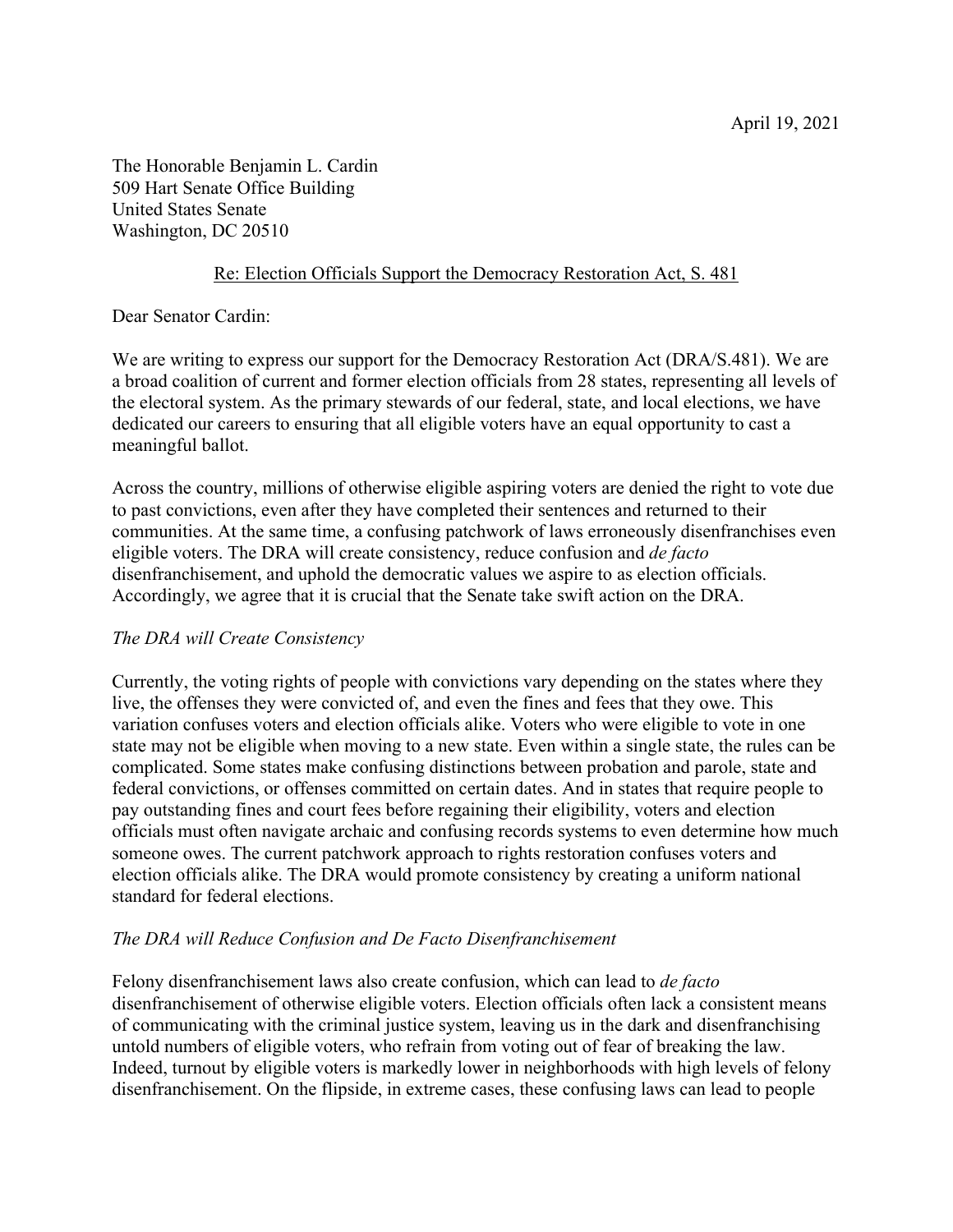April 19, 2021

The Honorable Benjamin L. Cardin
509 Hart Senate Office Building
United States Senate
Washington, DC 20510

Re: Election Officials Support the Democracy Restoration Act, S. 481

Dear Senator Cardin:

We are writing to express our support for the Democracy Restoration Act (DRA/S.481). We are a broad coalition of current and former election officials from 28 states, representing all levels of the electoral system. As the primary stewards of our federal, state, and local elections, we have dedicated our careers to ensuring that all eligible voters have an equal opportunity to cast a meaningful ballot.

Across the country, millions of otherwise eligible aspiring voters are denied the right to vote due to past convictions, even after they have completed their sentences and returned to their communities. At the same time, a confusing patchwork of laws erroneously disenfranchises even eligible voters. The DRA will create consistency, reduce confusion and *de facto* disenfranchisement, and uphold the democratic values we aspire to as election officials. Accordingly, we agree that it is crucial that the Senate take swift action on the DRA.

*The DRA will Create Consistency*

Currently, the voting rights of people with convictions vary depending on the states where they live, the offenses they were convicted of, and even the fines and fees that they owe. This variation confuses voters and election officials alike. Voters who were eligible to vote in one state may not be eligible when moving to a new state. Even within a single state, the rules can be complicated. Some states make confusing distinctions between probation and parole, state and federal convictions, or offenses committed on certain dates. And in states that require people to pay outstanding fines and court fees before regaining their eligibility, voters and election officials must often navigate archaic and confusing records systems to even determine how much someone owes. The current patchwork approach to rights restoration confuses voters and election officials alike. The DRA would promote consistency by creating a uniform national standard for federal elections.

*The DRA will Reduce Confusion and De Facto Disenfranchisement*

Felony disenfranchisement laws also create confusion, which can lead to *de facto* disenfranchisement of otherwise eligible voters. Election officials often lack a consistent means of communicating with the criminal justice system, leaving us in the dark and disenfranchising untold numbers of eligible voters, who refrain from voting out of fear of breaking the law. Indeed, turnout by eligible voters is markedly lower in neighborhoods with high levels of felony disenfranchisement. On the flipside, in extreme cases, these confusing laws can lead to people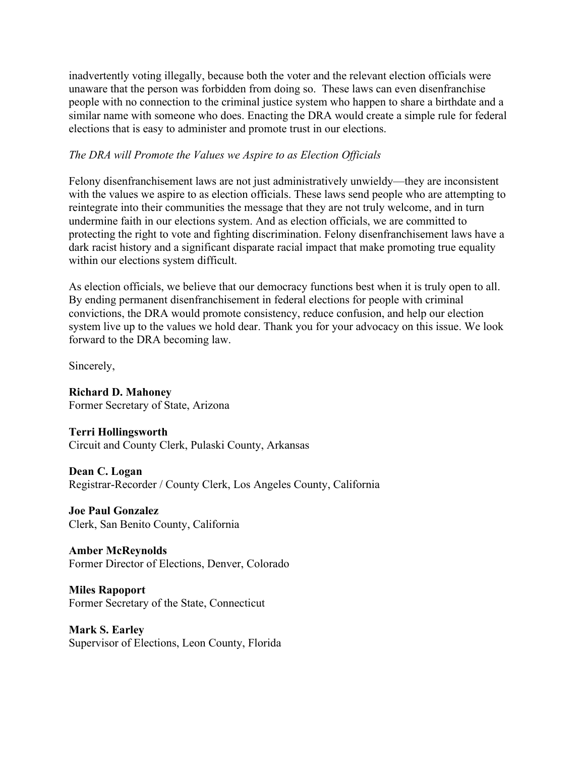inadvertently voting illegally, because both the voter and the relevant election officials were unaware that the person was forbidden from doing so. These laws can even disenfranchise people with no connection to the criminal justice system who happen to share a birthdate and a similar name with someone who does. Enacting the DRA would create a simple rule for federal elections that is easy to administer and promote trust in our elections.

*The DRA will Promote the Values we Aspire to as Election Officials*

Felony disenfranchisement laws are not just administratively unwieldy—they are inconsistent with the values we aspire to as election officials. These laws send people who are attempting to reintegrate into their communities the message that they are not truly welcome, and in turn undermine faith in our elections system. And as election officials, we are committed to protecting the right to vote and fighting discrimination. Felony disenfranchisement laws have a dark racist history and a significant disparate racial impact that make promoting true equality within our elections system difficult.

As election officials, we believe that our democracy functions best when it is truly open to all. By ending permanent disenfranchisement in federal elections for people with criminal convictions, the DRA would promote consistency, reduce confusion, and help our election system live up to the values we hold dear. Thank you for your advocacy on this issue. We look forward to the DRA becoming law.

Sincerely,

**Richard D. Mahoney**
Former Secretary of State, Arizona

**Terri Hollingsworth**
Circuit and County Clerk, Pulaski County, Arkansas

**Dean C. Logan**
Registrar-Recorder / County Clerk, Los Angeles County, California

**Joe Paul Gonzalez**
Clerk, San Benito County, California

**Amber McReynolds**
Former Director of Elections, Denver, Colorado

**Miles Rapoport**
Former Secretary of the State, Connecticut

**Mark S. Earley**
Supervisor of Elections, Leon County, Florida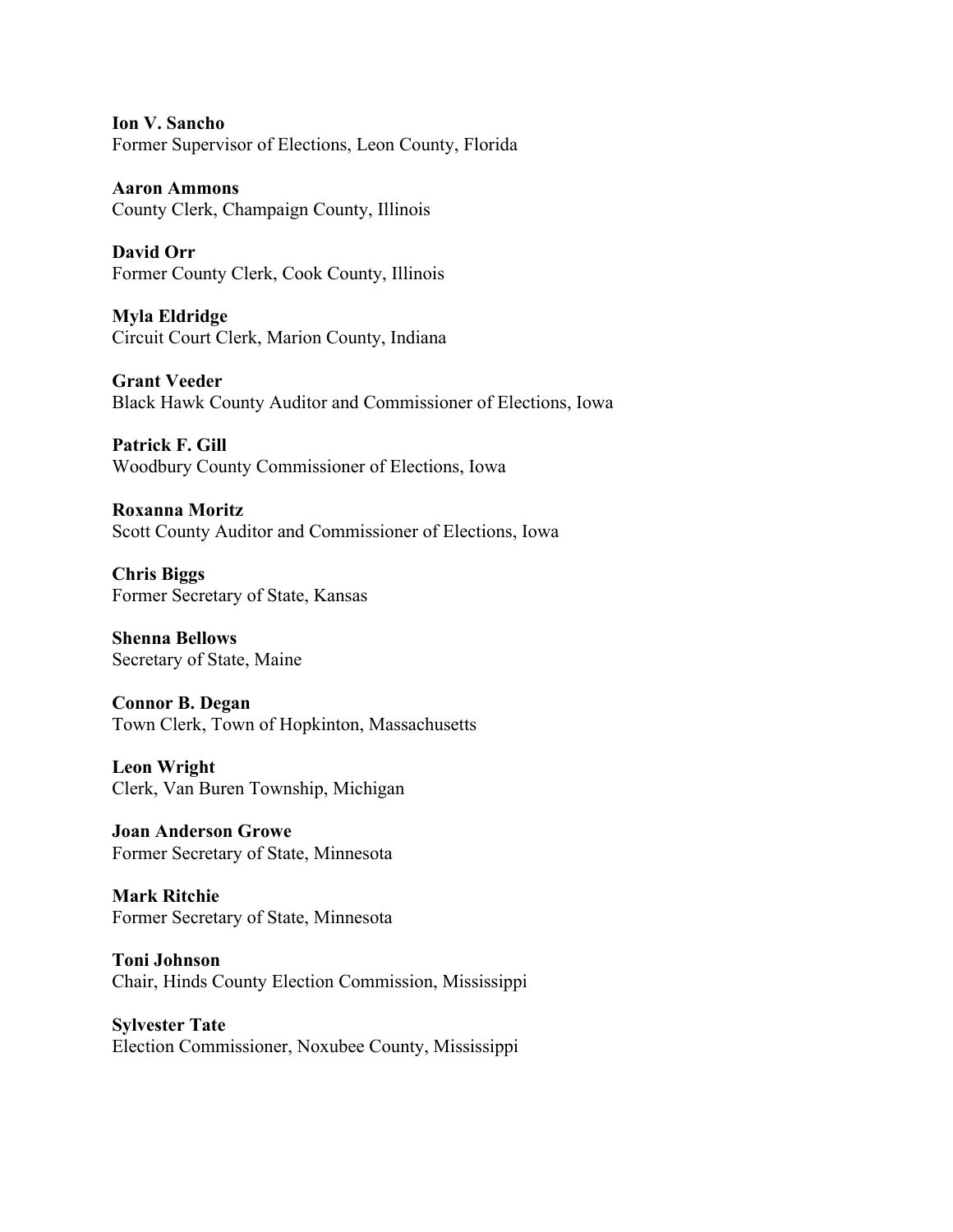**Ion V. Sancho**
Former Supervisor of Elections, Leon County, Florida

**Aaron Ammons**
County Clerk, Champaign County, Illinois

**David Orr**
Former County Clerk, Cook County, Illinois

**Myla Eldridge**
Circuit Court Clerk, Marion County, Indiana

**Grant Veeder**
Black Hawk County Auditor and Commissioner of Elections, Iowa

**Patrick F. Gill**
Woodbury County Commissioner of Elections, Iowa

**Roxanna Moritz**
Scott County Auditor and Commissioner of Elections, Iowa

**Chris Biggs**
Former Secretary of State, Kansas

**Shenna Bellows**
Secretary of State, Maine

**Connor B. Degan**
Town Clerk, Town of Hopkinton, Massachusetts

**Leon Wright**
Clerk, Van Buren Township, Michigan

**Joan Anderson Growe**
Former Secretary of State, Minnesota

**Mark Ritchie**
Former Secretary of State, Minnesota

**Toni Johnson**
Chair, Hinds County Election Commission, Mississippi

**Sylvester Tate**
Election Commissioner, Noxubee County, Mississippi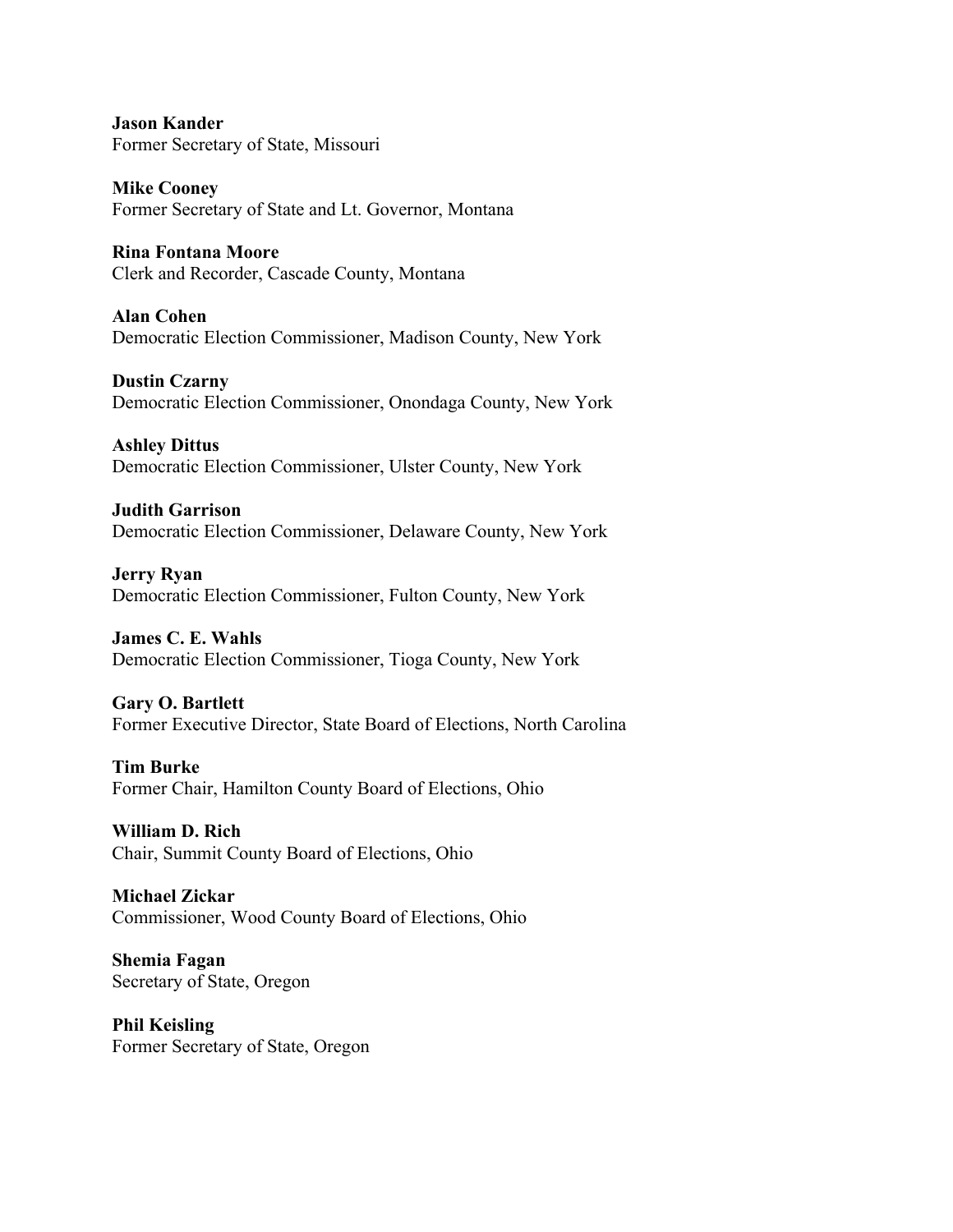**Jason Kander**
Former Secretary of State, Missouri

**Mike Cooney**
Former Secretary of State and Lt. Governor, Montana

**Rina Fontana Moore**
Clerk and Recorder, Cascade County, Montana

**Alan Cohen**
Democratic Election Commissioner, Madison County, New York

**Dustin Czarny**
Democratic Election Commissioner, Onondaga County, New York

**Ashley Dittus**
Democratic Election Commissioner, Ulster County, New York

**Judith Garrison**
Democratic Election Commissioner, Delaware County, New York

**Jerry Ryan**
Democratic Election Commissioner, Fulton County, New York

**James C. E. Wahls**
Democratic Election Commissioner, Tioga County, New York

**Gary O. Bartlett**
Former Executive Director, State Board of Elections, North Carolina

**Tim Burke**
Former Chair, Hamilton County Board of Elections, Ohio

**William D. Rich**
Chair, Summit County Board of Elections, Ohio

**Michael Zickar**
Commissioner, Wood County Board of Elections, Ohio

**Shemia Fagan**
Secretary of State, Oregon

**Phil Keisling**
Former Secretary of State, Oregon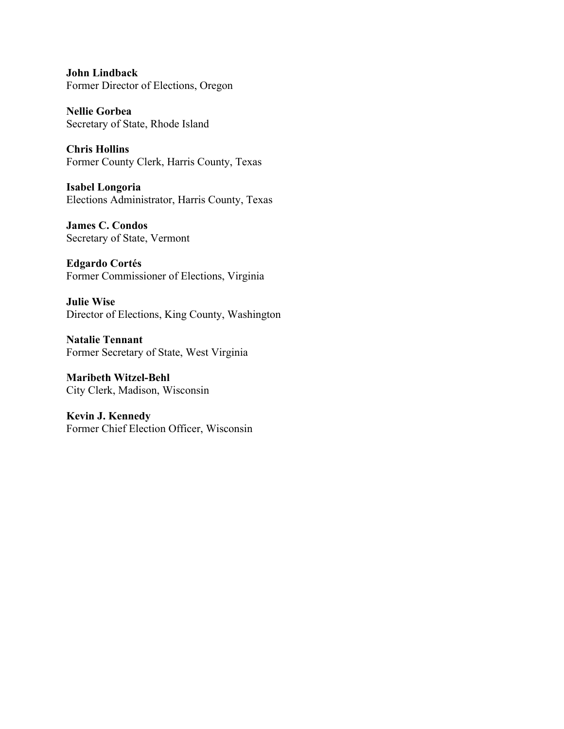**John Lindback**
Former Director of Elections, Oregon

**Nellie Gorbea**
Secretary of State, Rhode Island

**Chris Hollins**
Former County Clerk, Harris County, Texas

**Isabel Longoria**
Elections Administrator, Harris County, Texas

**James C. Condos**
Secretary of State, Vermont

**Edgardo Cortés**
Former Commissioner of Elections, Virginia

**Julie Wise**
Director of Elections, King County, Washington

**Natalie Tennant**
Former Secretary of State, West Virginia

**Maribeth Witzel-Behl**
City Clerk, Madison, Wisconsin

**Kevin J. Kennedy**
Former Chief Election Officer, Wisconsin